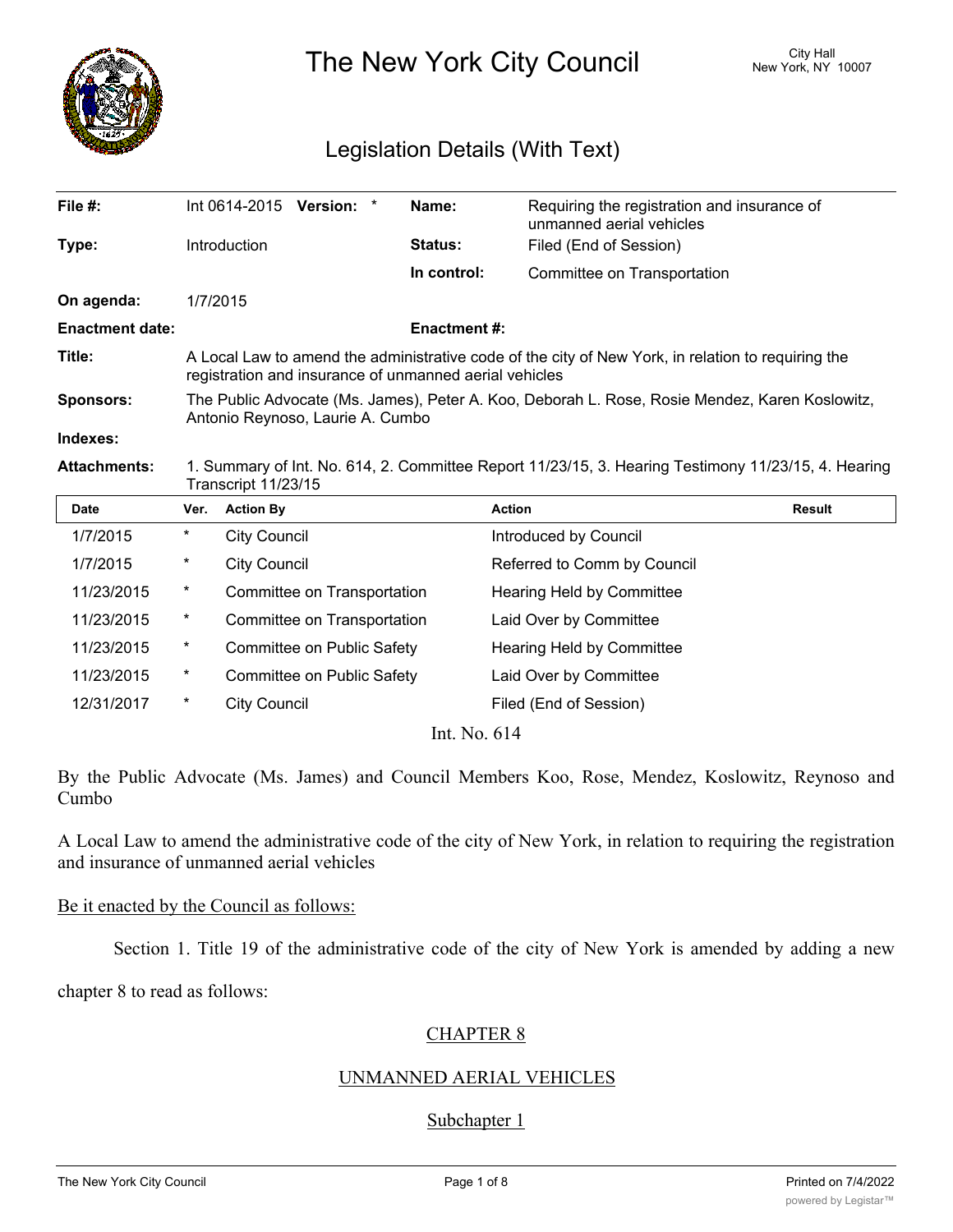# The New York City Council

City Hall
New York, NY 10007

## Legislation Details (With Text)

| | | | |
|---|---|---|---|
| **File #:** | Int 0614-2015 **Version:** * | **Name:** | Requiring the registration and insurance of unmanned aerial vehicles |
| **Type:** | Introduction | **Status:** | Filed (End of Session) |
| | | **In control:** | Committee on Transportation |
| **On agenda:** | 1/7/2015 | | |
| **Enactment date:** | | **Enactment #:** | |

**Title:** A Local Law to amend the administrative code of the city of New York, in relation to requiring the registration and insurance of unmanned aerial vehicles

**Sponsors:** The Public Advocate (Ms. James), Peter A. Koo, Deborah L. Rose, Rosie Mendez, Karen Koslowitz, Antonio Reynoso, Laurie A. Cumbo

**Indexes:**

**Attachments:** 1. Summary of Int. No. 614, 2. Committee Report 11/23/15, 3. Hearing Testimony 11/23/15, 4. Hearing Transcript 11/23/15

| Date | Ver. | Action By | Action | Result |
|---|---|---|---|---|
| 1/7/2015 | * | City Council | Introduced by Council | |
| 1/7/2015 | * | City Council | Referred to Comm by Council | |
| 11/23/2015 | * | Committee on Transportation | Hearing Held by Committee | |
| 11/23/2015 | * | Committee on Transportation | Laid Over by Committee | |
| 11/23/2015 | * | Committee on Public Safety | Hearing Held by Committee | |
| 11/23/2015 | * | Committee on Public Safety | Laid Over by Committee | |
| 12/31/2017 | * | City Council | Filed (End of Session) | |

Int. No. 614

By the Public Advocate (Ms. James) and Council Members Koo, Rose, Mendez, Koslowitz, Reynoso and Cumbo

A Local Law to amend the administrative code of the city of New York, in relation to requiring the registration and insurance of unmanned aerial vehicles

Be it enacted by the Council as follows:

Section 1. Title 19 of the administrative code of the city of New York is amended by adding a new chapter 8 to read as follows:

CHAPTER 8

UNMANNED AERIAL VEHICLES

Subchapter 1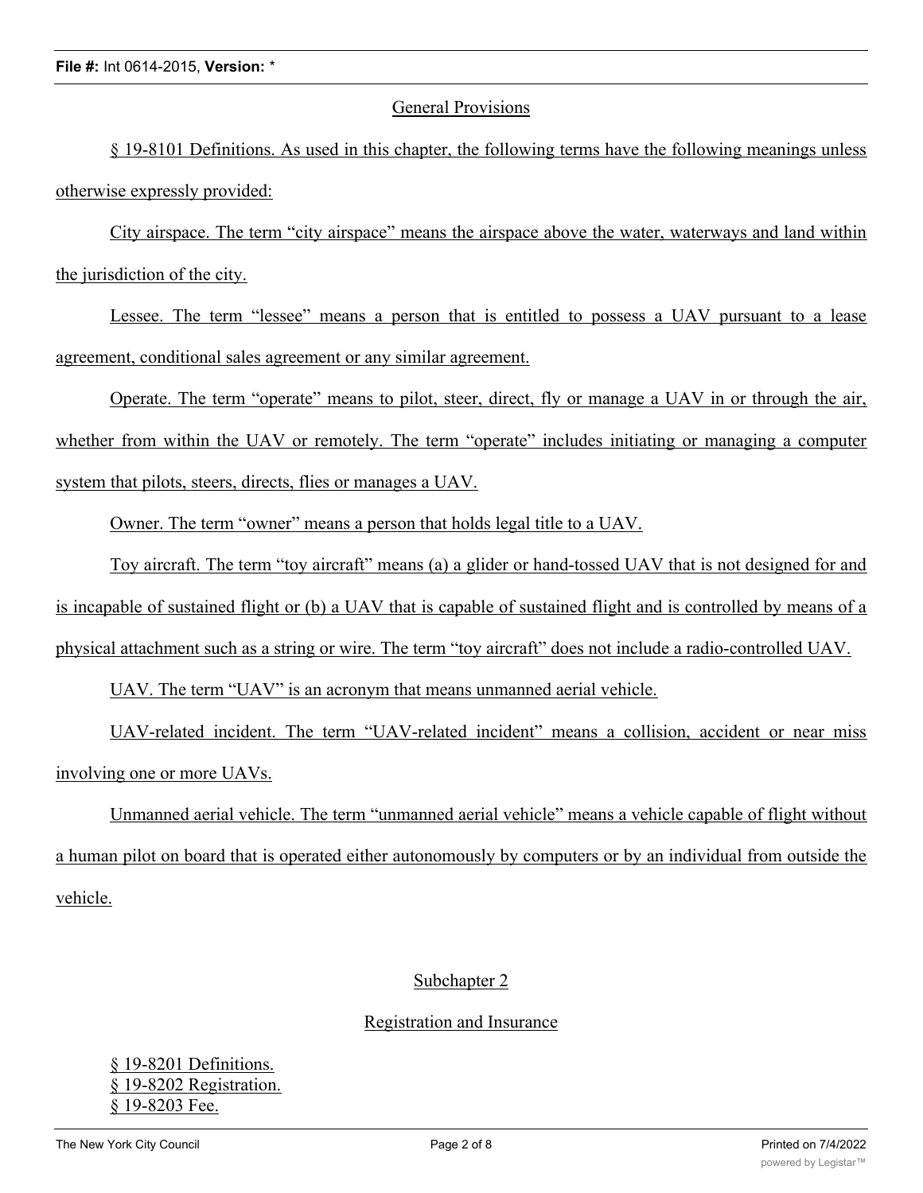General Provisions

§ 19-8101 Definitions. As used in this chapter, the following terms have the following meanings unless otherwise expressly provided:

City airspace. The term "city airspace" means the airspace above the water, waterways and land within the jurisdiction of the city.

Lessee. The term "lessee" means a person that is entitled to possess a UAV pursuant to a lease agreement, conditional sales agreement or any similar agreement.

Operate. The term "operate" means to pilot, steer, direct, fly or manage a UAV in or through the air, whether from within the UAV or remotely. The term "operate" includes initiating or managing a computer system that pilots, steers, directs, flies or manages a UAV.

Owner. The term "owner" means a person that holds legal title to a UAV.

Toy aircraft. The term "toy aircraft" means (a) a glider or hand-tossed UAV that is not designed for and is incapable of sustained flight or (b) a UAV that is capable of sustained flight and is controlled by means of a physical attachment such as a string or wire. The term "toy aircraft" does not include a radio-controlled UAV.

UAV. The term "UAV" is an acronym that means unmanned aerial vehicle.

UAV-related incident. The term "UAV-related incident" means a collision, accident or near miss involving one or more UAVs.

Unmanned aerial vehicle. The term "unmanned aerial vehicle" means a vehicle capable of flight without a human pilot on board that is operated either autonomously by computers or by an individual from outside the vehicle.

Subchapter 2

Registration and Insurance

§ 19-8201 Definitions.
§ 19-8202 Registration.
§ 19-8203 Fee.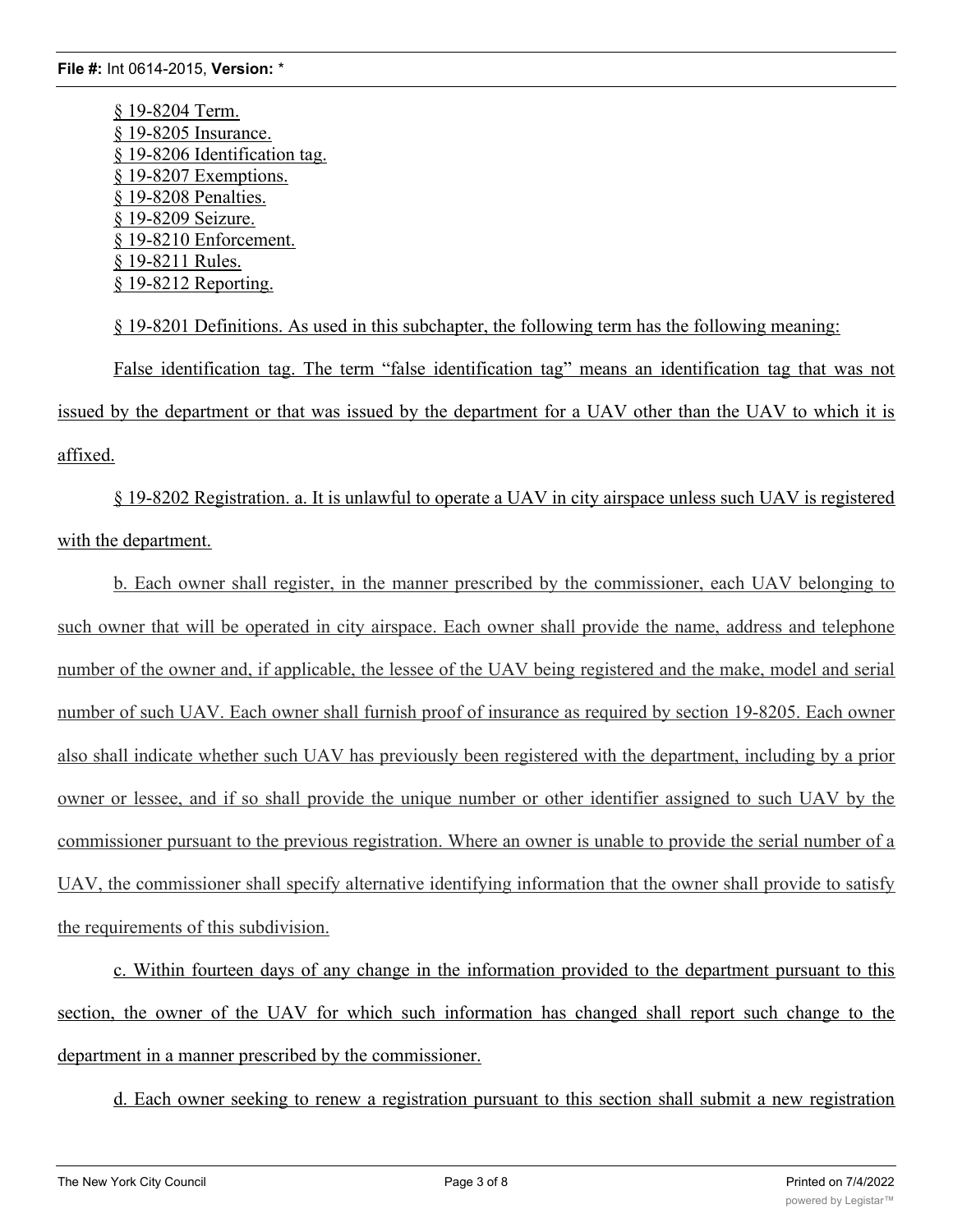§ 19-8204 Term.
§ 19-8205 Insurance.
§ 19-8206 Identification tag.
§ 19-8207 Exemptions.
§ 19-8208 Penalties.
§ 19-8209 Seizure.
§ 19-8210 Enforcement.
§ 19-8211 Rules.
§ 19-8212 Reporting.

§ 19-8201 Definitions. As used in this subchapter, the following term has the following meaning:

False identification tag. The term "false identification tag" means an identification tag that was not issued by the department or that was issued by the department for a UAV other than the UAV to which it is affixed.

§ 19-8202 Registration. a. It is unlawful to operate a UAV in city airspace unless such UAV is registered with the department.

b. Each owner shall register, in the manner prescribed by the commissioner, each UAV belonging to such owner that will be operated in city airspace. Each owner shall provide the name, address and telephone number of the owner and, if applicable, the lessee of the UAV being registered and the make, model and serial number of such UAV. Each owner shall furnish proof of insurance as required by section 19-8205. Each owner also shall indicate whether such UAV has previously been registered with the department, including by a prior owner or lessee, and if so shall provide the unique number or other identifier assigned to such UAV by the commissioner pursuant to the previous registration. Where an owner is unable to provide the serial number of a UAV, the commissioner shall specify alternative identifying information that the owner shall provide to satisfy the requirements of this subdivision.

c. Within fourteen days of any change in the information provided to the department pursuant to this section, the owner of the UAV for which such information has changed shall report such change to the department in a manner prescribed by the commissioner.

d. Each owner seeking to renew a registration pursuant to this section shall submit a new registration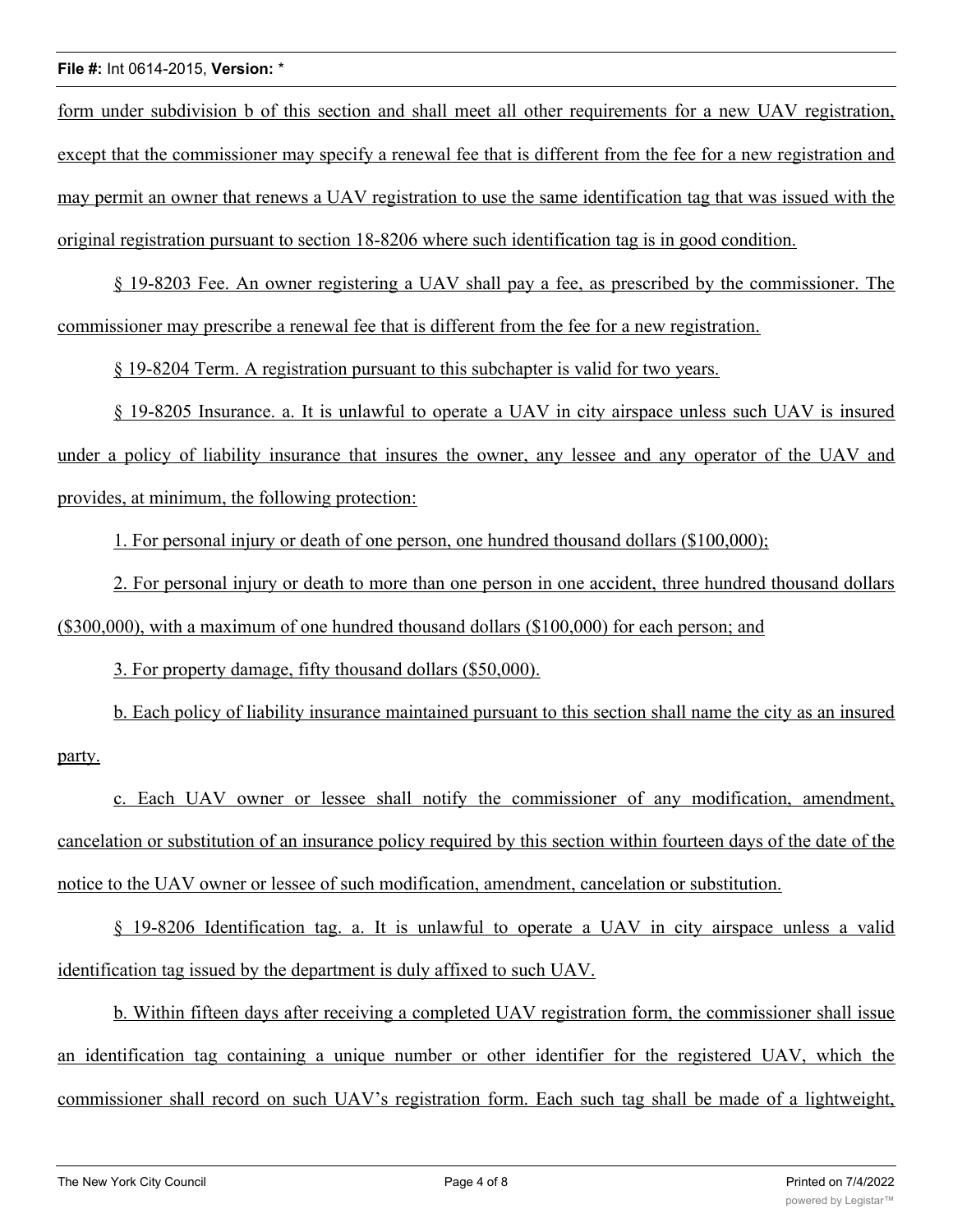form under subdivision b of this section and shall meet all other requirements for a new UAV registration, except that the commissioner may specify a renewal fee that is different from the fee for a new registration and may permit an owner that renews a UAV registration to use the same identification tag that was issued with the original registration pursuant to section 18-8206 where such identification tag is in good condition.

§ 19-8203 Fee. An owner registering a UAV shall pay a fee, as prescribed by the commissioner. The commissioner may prescribe a renewal fee that is different from the fee for a new registration.

§ 19-8204 Term. A registration pursuant to this subchapter is valid for two years.

§ 19-8205 Insurance. a. It is unlawful to operate a UAV in city airspace unless such UAV is insured under a policy of liability insurance that insures the owner, any lessee and any operator of the UAV and provides, at minimum, the following protection:

1. For personal injury or death of one person, one hundred thousand dollars ($100,000);

2. For personal injury or death to more than one person in one accident, three hundred thousand dollars ($300,000), with a maximum of one hundred thousand dollars ($100,000) for each person; and

3. For property damage, fifty thousand dollars ($50,000).

b. Each policy of liability insurance maintained pursuant to this section shall name the city as an insured party.

c. Each UAV owner or lessee shall notify the commissioner of any modification, amendment, cancelation or substitution of an insurance policy required by this section within fourteen days of the date of the notice to the UAV owner or lessee of such modification, amendment, cancelation or substitution.

§ 19-8206 Identification tag. a. It is unlawful to operate a UAV in city airspace unless a valid identification tag issued by the department is duly affixed to such UAV.

b. Within fifteen days after receiving a completed UAV registration form, the commissioner shall issue an identification tag containing a unique number or other identifier for the registered UAV, which the commissioner shall record on such UAV's registration form. Each such tag shall be made of a lightweight,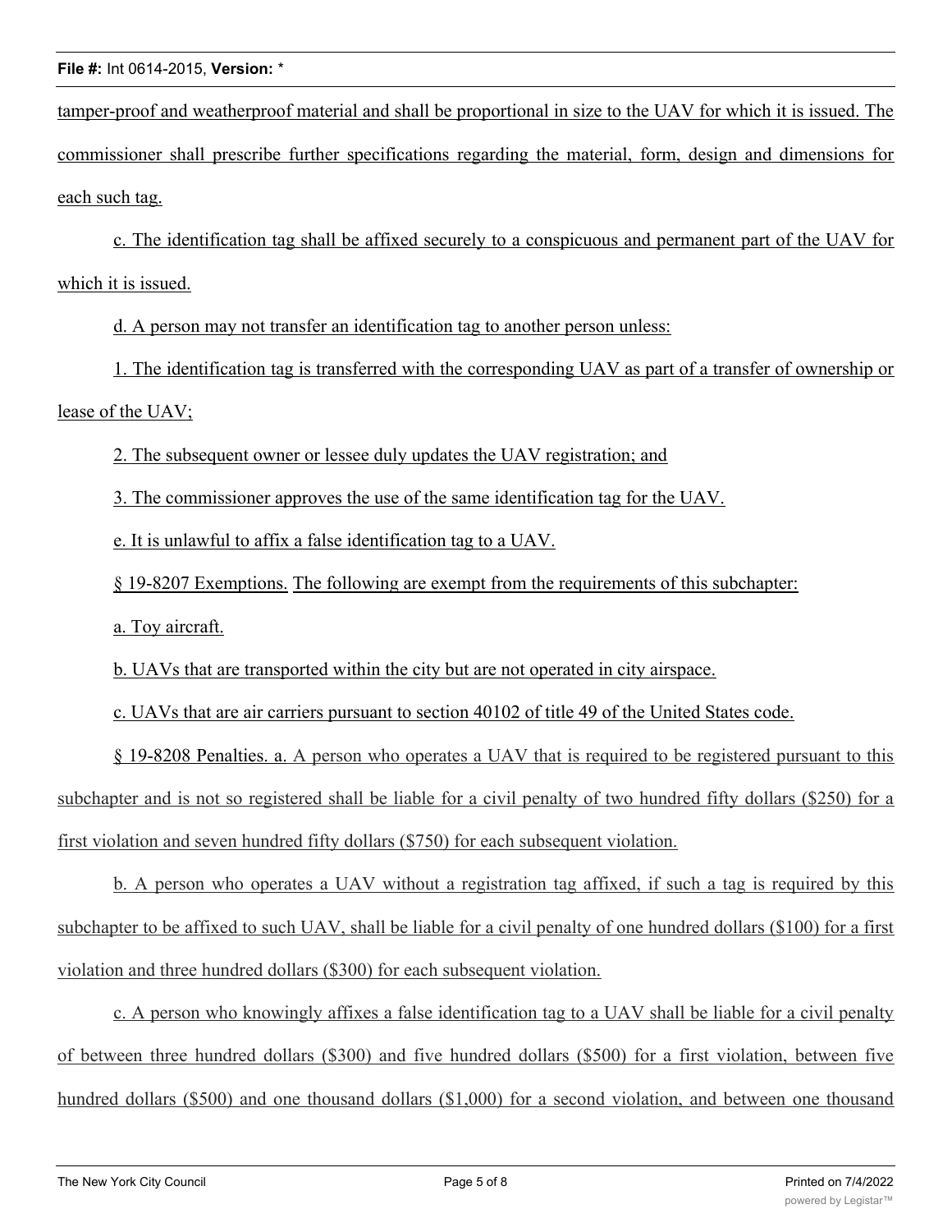tamper-proof and weatherproof material and shall be proportional in size to the UAV for which it is issued. The commissioner shall prescribe further specifications regarding the material, form, design and dimensions for each such tag.

c. The identification tag shall be affixed securely to a conspicuous and permanent part of the UAV for which it is issued.

d. A person may not transfer an identification tag to another person unless:

1. The identification tag is transferred with the corresponding UAV as part of a transfer of ownership or lease of the UAV;

2. The subsequent owner or lessee duly updates the UAV registration; and

3. The commissioner approves the use of the same identification tag for the UAV.

e. It is unlawful to affix a false identification tag to a UAV.

§ 19-8207 Exemptions. The following are exempt from the requirements of this subchapter:

a. Toy aircraft.

b. UAVs that are transported within the city but are not operated in city airspace.

c. UAVs that are air carriers pursuant to section 40102 of title 49 of the United States code.

§ 19-8208 Penalties. a. A person who operates a UAV that is required to be registered pursuant to this subchapter and is not so registered shall be liable for a civil penalty of two hundred fifty dollars ($250) for a first violation and seven hundred fifty dollars ($750) for each subsequent violation.

b. A person who operates a UAV without a registration tag affixed, if such a tag is required by this subchapter to be affixed to such UAV, shall be liable for a civil penalty of one hundred dollars ($100) for a first violation and three hundred dollars ($300) for each subsequent violation.

c. A person who knowingly affixes a false identification tag to a UAV shall be liable for a civil penalty of between three hundred dollars ($300) and five hundred dollars ($500) for a first violation, between five hundred dollars ($500) and one thousand dollars ($1,000) for a second violation, and between one thousand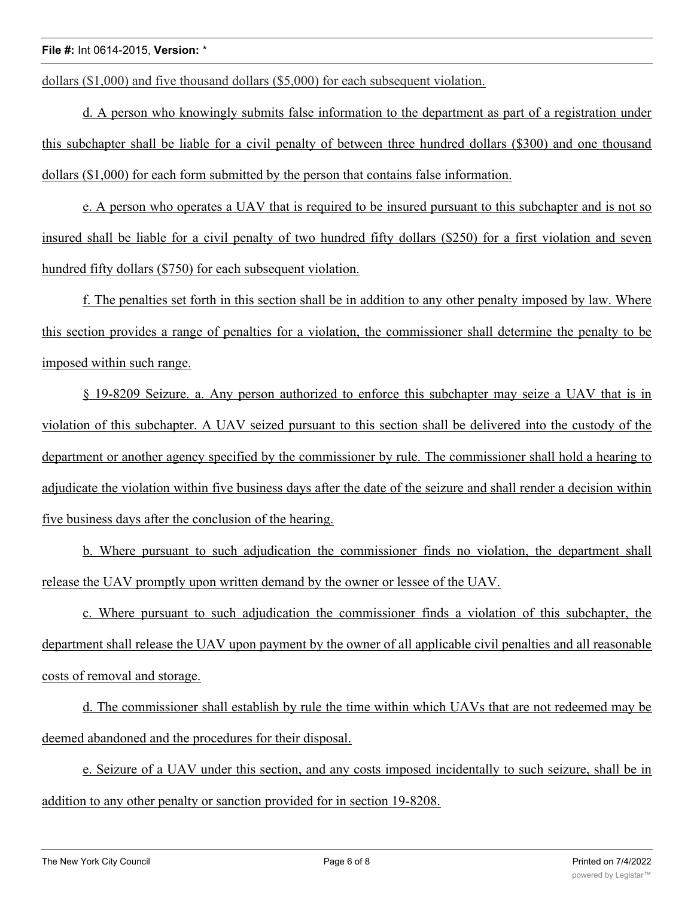dollars ($1,000) and five thousand dollars ($5,000) for each subsequent violation.

d. A person who knowingly submits false information to the department as part of a registration under this subchapter shall be liable for a civil penalty of between three hundred dollars ($300) and one thousand dollars ($1,000) for each form submitted by the person that contains false information.

e. A person who operates a UAV that is required to be insured pursuant to this subchapter and is not so insured shall be liable for a civil penalty of two hundred fifty dollars ($250) for a first violation and seven hundred fifty dollars ($750) for each subsequent violation.

f. The penalties set forth in this section shall be in addition to any other penalty imposed by law. Where this section provides a range of penalties for a violation, the commissioner shall determine the penalty to be imposed within such range.

§ 19-8209 Seizure. a. Any person authorized to enforce this subchapter may seize a UAV that is in violation of this subchapter. A UAV seized pursuant to this section shall be delivered into the custody of the department or another agency specified by the commissioner by rule. The commissioner shall hold a hearing to adjudicate the violation within five business days after the date of the seizure and shall render a decision within five business days after the conclusion of the hearing.

b. Where pursuant to such adjudication the commissioner finds no violation, the department shall release the UAV promptly upon written demand by the owner or lessee of the UAV.

c. Where pursuant to such adjudication the commissioner finds a violation of this subchapter, the department shall release the UAV upon payment by the owner of all applicable civil penalties and all reasonable costs of removal and storage.

d. The commissioner shall establish by rule the time within which UAVs that are not redeemed may be deemed abandoned and the procedures for their disposal.

e. Seizure of a UAV under this section, and any costs imposed incidentally to such seizure, shall be in addition to any other penalty or sanction provided for in section 19-8208.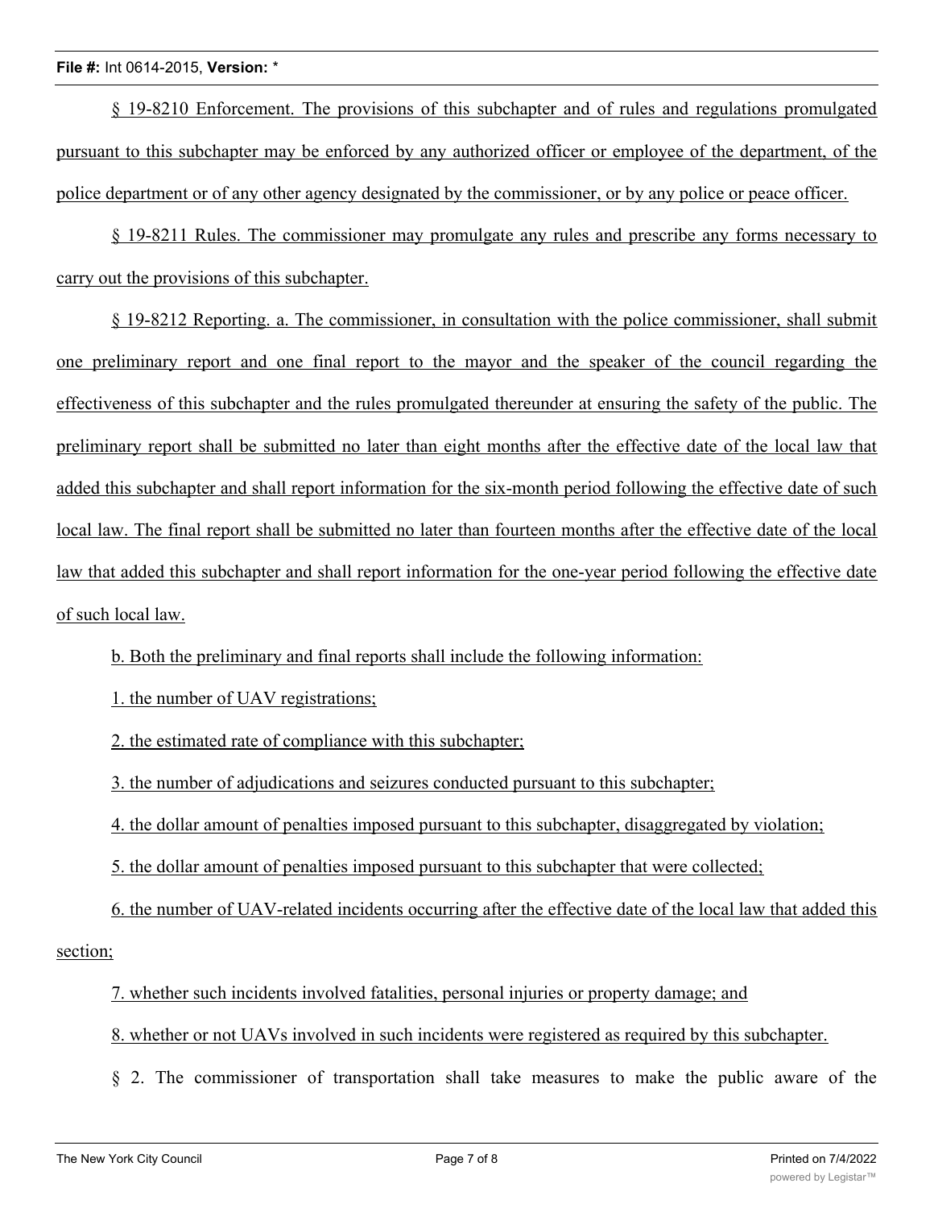§ 19-8210 Enforcement. The provisions of this subchapter and of rules and regulations promulgated pursuant to this subchapter may be enforced by any authorized officer or employee of the department, of the police department or of any other agency designated by the commissioner, or by any police or peace officer.

§ 19-8211 Rules. The commissioner may promulgate any rules and prescribe any forms necessary to carry out the provisions of this subchapter.

§ 19-8212 Reporting. a. The commissioner, in consultation with the police commissioner, shall submit one preliminary report and one final report to the mayor and the speaker of the council regarding the effectiveness of this subchapter and the rules promulgated thereunder at ensuring the safety of the public. The preliminary report shall be submitted no later than eight months after the effective date of the local law that added this subchapter and shall report information for the six-month period following the effective date of such local law. The final report shall be submitted no later than fourteen months after the effective date of the local law that added this subchapter and shall report information for the one-year period following the effective date of such local law.

b. Both the preliminary and final reports shall include the following information:

1. the number of UAV registrations;

2. the estimated rate of compliance with this subchapter;

3. the number of adjudications and seizures conducted pursuant to this subchapter;

4. the dollar amount of penalties imposed pursuant to this subchapter, disaggregated by violation;

5. the dollar amount of penalties imposed pursuant to this subchapter that were collected;

6. the number of UAV-related incidents occurring after the effective date of the local law that added this section;

7. whether such incidents involved fatalities, personal injuries or property damage; and

8. whether or not UAVs involved in such incidents were registered as required by this subchapter.

§ 2. The commissioner of transportation shall take measures to make the public aware of the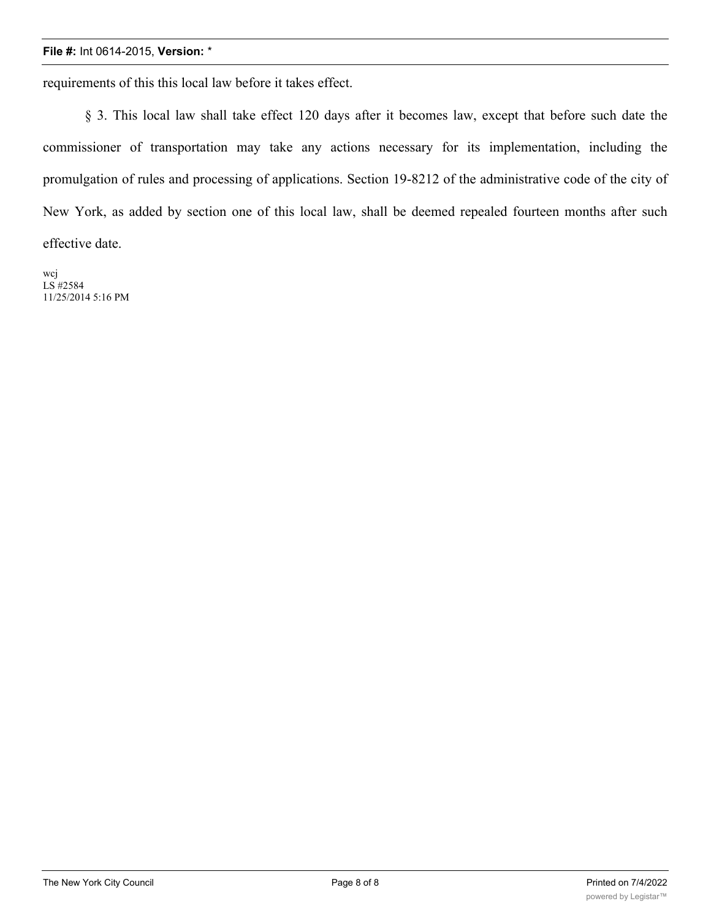requirements of this this local law before it takes effect.

§ 3. This local law shall take effect 120 days after it becomes law, except that before such date the commissioner of transportation may take any actions necessary for its implementation, including the promulgation of rules and processing of applications. Section 19-8212 of the administrative code of the city of New York, as added by section one of this local law, shall be deemed repealed fourteen months after such effective date.

wcj
LS #2584
11/25/2014 5:16 PM